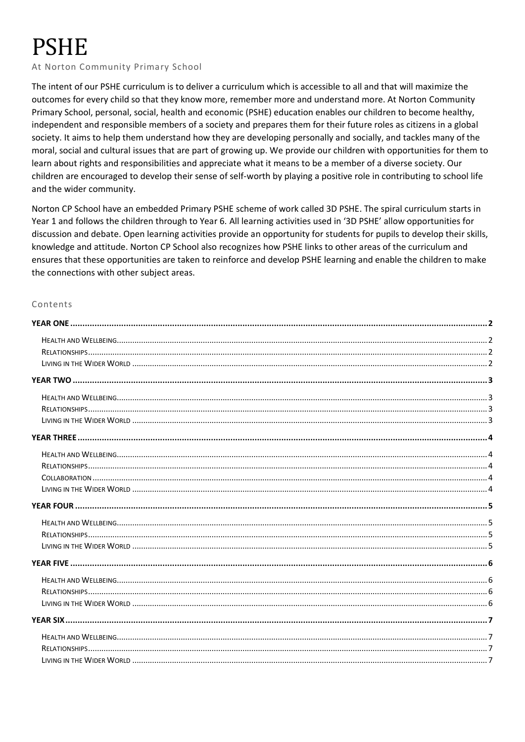# PSHE

At Norton Community Primary School

The intent of our PSHE curriculum is to deliver a curriculum which is accessible to all and that will maximize the outcomes for every child so that they know more, remember more and understand more. At Norton Community Primary School, personal, social, health and economic (PSHE) education enables our children to become healthy, independent and responsible members of a society and prepares them for their future roles as citizens in a global society. It aims to help them understand how they are developing personally and socially, and tackles many of the moral, social and cultural issues that are part of growing up. We provide our children with opportunities for them to learn about rights and responsibilities and appreciate what it means to be a member of a diverse society. Our children are encouraged to develop their sense of self-worth by playing a positive role in contributing to school life and the wider community.

Norton CP School have an embedded Primary PSHE scheme of work called 3D PSHE. The spiral curriculum starts in Year 1 and follows the children through to Year 6. All learning activities used in '3D PSHE' allow opportunities for discussion and debate. Open learning activities provide an opportunity for students for pupils to develop their skills, knowledge and attitude. Norton CP School also recognizes how PSHE links to other areas of the curriculum and ensures that these opportunities are taken to reinforce and develop PSHE learning and enable the children to make the connections with other subject areas.

## Contents

**YEAR ONE** ..... 2
- Health and Wellbeing ..... 2
- Relationships ..... 2
- Living in the Wider World ..... 2

**YEAR TWO** ..... 3
- Health and Wellbeing ..... 3
- Relationships ..... 3
- Living in the Wider World ..... 3

**YEAR THREE** ..... 4
- Health and Wellbeing ..... 4
- Relationships ..... 4
- Collaboration ..... 4
- Living in the Wider World ..... 4

**YEAR FOUR** ..... 5
- Health and Wellbeing ..... 5
- Relationships ..... 5
- Living in the Wider World ..... 5

**YEAR FIVE** ..... 6
- Health and Wellbeing ..... 6
- Relationships ..... 6
- Living in the Wider World ..... 6

**YEAR SIX** ..... 7
- Health and Wellbeing ..... 7
- Relationships ..... 7
- Living in the Wider World ..... 7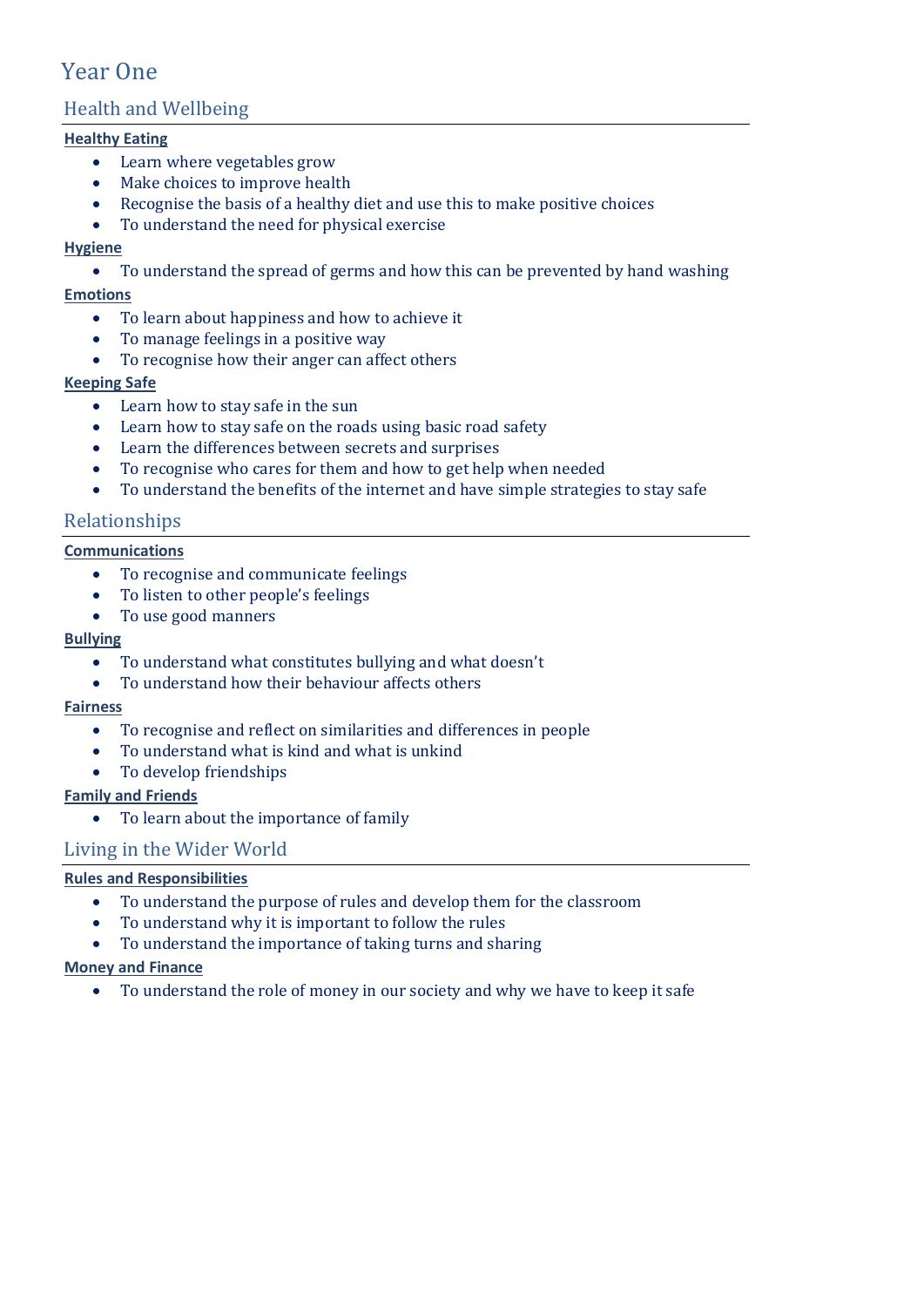# Year One

## Health and Wellbeing

**Healthy Eating**

- Learn where vegetables grow
- Make choices to improve health
- Recognise the basis of a healthy diet and use this to make positive choices
- To understand the need for physical exercise

**Hygiene**

- To understand the spread of germs and how this can be prevented by hand washing

**Emotions**

- To learn about happiness and how to achieve it
- To manage feelings in a positive way
- To recognise how their anger can affect others

**Keeping Safe**

- Learn how to stay safe in the sun
- Learn how to stay safe on the roads using basic road safety
- Learn the differences between secrets and surprises
- To recognise who cares for them and how to get help when needed
- To understand the benefits of the internet and have simple strategies to stay safe

## Relationships

**Communications**

- To recognise and communicate feelings
- To listen to other people's feelings
- To use good manners

**Bullying**

- To understand what constitutes bullying and what doesn't
- To understand how their behaviour affects others

**Fairness**

- To recognise and reflect on similarities and differences in people
- To understand what is kind and what is unkind
- To develop friendships

**Family and Friends**

- To learn about the importance of family

## Living in the Wider World

**Rules and Responsibilities**

- To understand the purpose of rules and develop them for the classroom
- To understand why it is important to follow the rules
- To understand the importance of taking turns and sharing

**Money and Finance**

- To understand the role of money in our society and why we have to keep it safe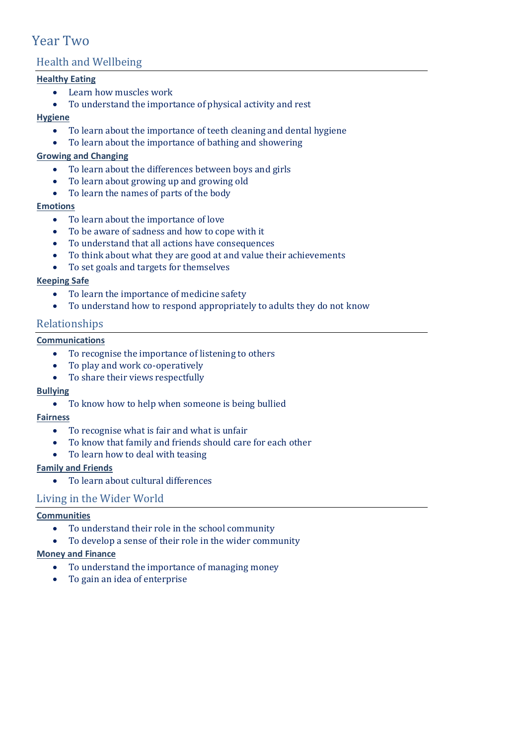# Year Two

## Health and Wellbeing

**Healthy Eating**

- Learn how muscles work
- To understand the importance of physical activity and rest

**Hygiene**

- To learn about the importance of teeth cleaning and dental hygiene
- To learn about the importance of bathing and showering

**Growing and Changing**

- To learn about the differences between boys and girls
- To learn about growing up and growing old
- To learn the names of parts of the body

**Emotions**

- To learn about the importance of love
- To be aware of sadness and how to cope with it
- To understand that all actions have consequences
- To think about what they are good at and value their achievements
- To set goals and targets for themselves

**Keeping Safe**

- To learn the importance of medicine safety
- To understand how to respond appropriately to adults they do not know

## Relationships

**Communications**

- To recognise the importance of listening to others
- To play and work co-operatively
- To share their views respectfully

**Bullying**

- To know how to help when someone is being bullied

**Fairness**

- To recognise what is fair and what is unfair
- To know that family and friends should care for each other
- To learn how to deal with teasing

**Family and Friends**

- To learn about cultural differences

## Living in the Wider World

**Communities**

- To understand their role in the school community
- To develop a sense of their role in the wider community

**Money and Finance**

- To understand the importance of managing money
- To gain an idea of enterprise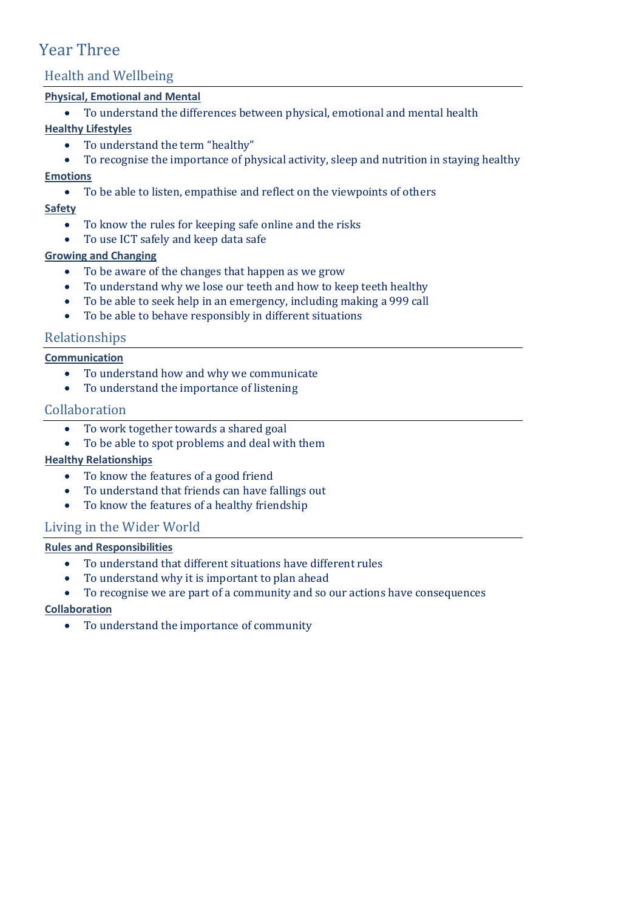# Year Three

## Health and Wellbeing

### Physical, Emotional and Mental

- To understand the differences between physical, emotional and mental health

### Healthy Lifestyles

- To understand the term "healthy"
- To recognise the importance of physical activity, sleep and nutrition in staying healthy

### Emotions

- To be able to listen, empathise and reflect on the viewpoints of others

### Safety

- To know the rules for keeping safe online and the risks
- To use ICT safely and keep data safe

### Growing and Changing

- To be aware of the changes that happen as we grow
- To understand why we lose our teeth and how to keep teeth healthy
- To be able to seek help in an emergency, including making a 999 call
- To be able to behave responsibly in different situations

## Relationships

### Communication

- To understand how and why we communicate
- To understand the importance of listening

## Collaboration

- To work together towards a shared goal
- To be able to spot problems and deal with them

### Healthy Relationships

- To know the features of a good friend
- To understand that friends can have fallings out
- To know the features of a healthy friendship

## Living in the Wider World

### Rules and Responsibilities

- To understand that different situations have different rules
- To understand why it is important to plan ahead
- To recognise we are part of a community and so our actions have consequences

### Collaboration

- To understand the importance of community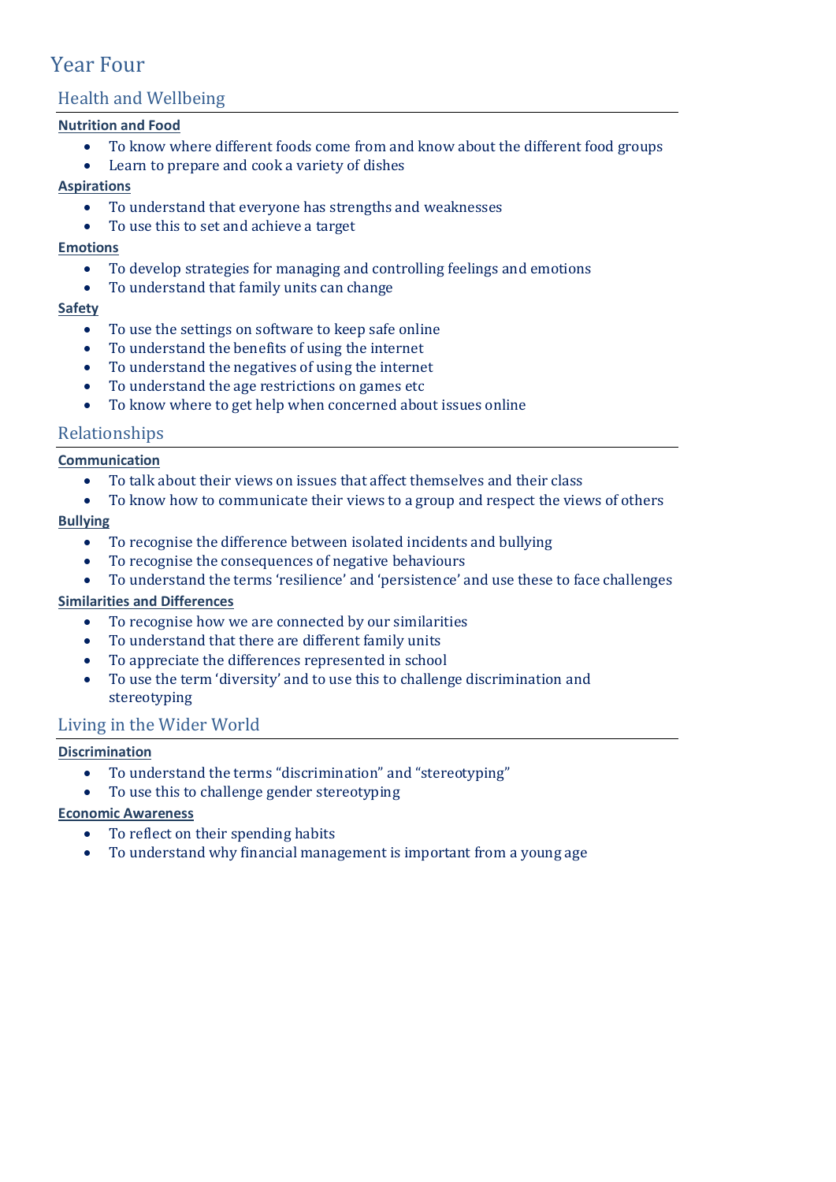# Year Four

## Health and Wellbeing

### Nutrition and Food

- To know where different foods come from and know about the different food groups
- Learn to prepare and cook a variety of dishes

### Aspirations

- To understand that everyone has strengths and weaknesses
- To use this to set and achieve a target

### Emotions

- To develop strategies for managing and controlling feelings and emotions
- To understand that family units can change

### Safety

- To use the settings on software to keep safe online
- To understand the benefits of using the internet
- To understand the negatives of using the internet
- To understand the age restrictions on games etc
- To know where to get help when concerned about issues online

## Relationships

### Communication

- To talk about their views on issues that affect themselves and their class
- To know how to communicate their views to a group and respect the views of others

### Bullying

- To recognise the difference between isolated incidents and bullying
- To recognise the consequences of negative behaviours
- To understand the terms 'resilience' and 'persistence' and use these to face challenges

### Similarities and Differences

- To recognise how we are connected by our similarities
- To understand that there are different family units
- To appreciate the differences represented in school
- To use the term 'diversity' and to use this to challenge discrimination and stereotyping

## Living in the Wider World

### Discrimination

- To understand the terms "discrimination" and "stereotyping"
- To use this to challenge gender stereotyping

### Economic Awareness

- To reflect on their spending habits
- To understand why financial management is important from a young age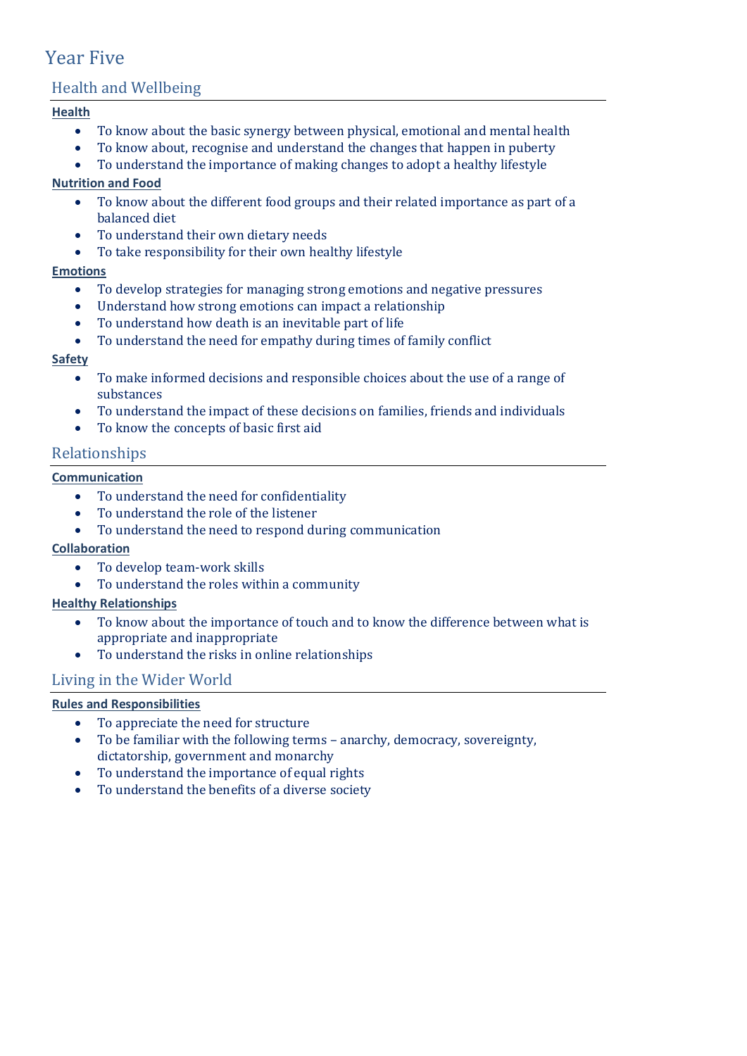# Year Five

## Health and Wellbeing

**Health**

- To know about the basic synergy between physical, emotional and mental health
- To know about, recognise and understand the changes that happen in puberty
- To understand the importance of making changes to adopt a healthy lifestyle

**Nutrition and Food**

- To know about the different food groups and their related importance as part of a balanced diet
- To understand their own dietary needs
- To take responsibility for their own healthy lifestyle

**Emotions**

- To develop strategies for managing strong emotions and negative pressures
- Understand how strong emotions can impact a relationship
- To understand how death is an inevitable part of life
- To understand the need for empathy during times of family conflict

**Safety**

- To make informed decisions and responsible choices about the use of a range of substances
- To understand the impact of these decisions on families, friends and individuals
- To know the concepts of basic first aid

## Relationships

**Communication**

- To understand the need for confidentiality
- To understand the role of the listener
- To understand the need to respond during communication

**Collaboration**

- To develop team-work skills
- To understand the roles within a community

**Healthy Relationships**

- To know about the importance of touch and to know the difference between what is appropriate and inappropriate
- To understand the risks in online relationships

## Living in the Wider World

**Rules and Responsibilities**

- To appreciate the need for structure
- To be familiar with the following terms – anarchy, democracy, sovereignty, dictatorship, government and monarchy
- To understand the importance of equal rights
- To understand the benefits of a diverse society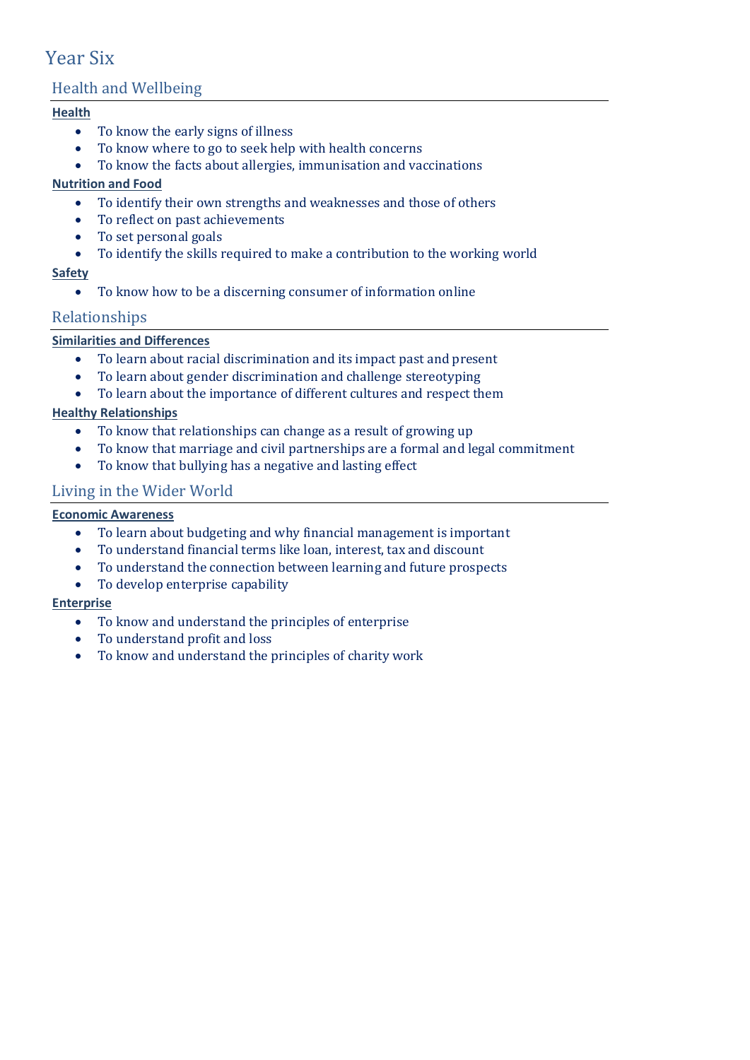# Year Six

## Health and Wellbeing

### Health

- To know the early signs of illness
- To know where to go to seek help with health concerns
- To know the facts about allergies, immunisation and vaccinations

### Nutrition and Food

- To identify their own strengths and weaknesses and those of others
- To reflect on past achievements
- To set personal goals
- To identify the skills required to make a contribution to the working world

### Safety

- To know how to be a discerning consumer of information online

## Relationships

### Similarities and Differences

- To learn about racial discrimination and its impact past and present
- To learn about gender discrimination and challenge stereotyping
- To learn about the importance of different cultures and respect them

### Healthy Relationships

- To know that relationships can change as a result of growing up
- To know that marriage and civil partnerships are a formal and legal commitment
- To know that bullying has a negative and lasting effect

## Living in the Wider World

### Economic Awareness

- To learn about budgeting and why financial management is important
- To understand financial terms like loan, interest, tax and discount
- To understand the connection between learning and future prospects
- To develop enterprise capability

### Enterprise

- To know and understand the principles of enterprise
- To understand profit and loss
- To know and understand the principles of charity work